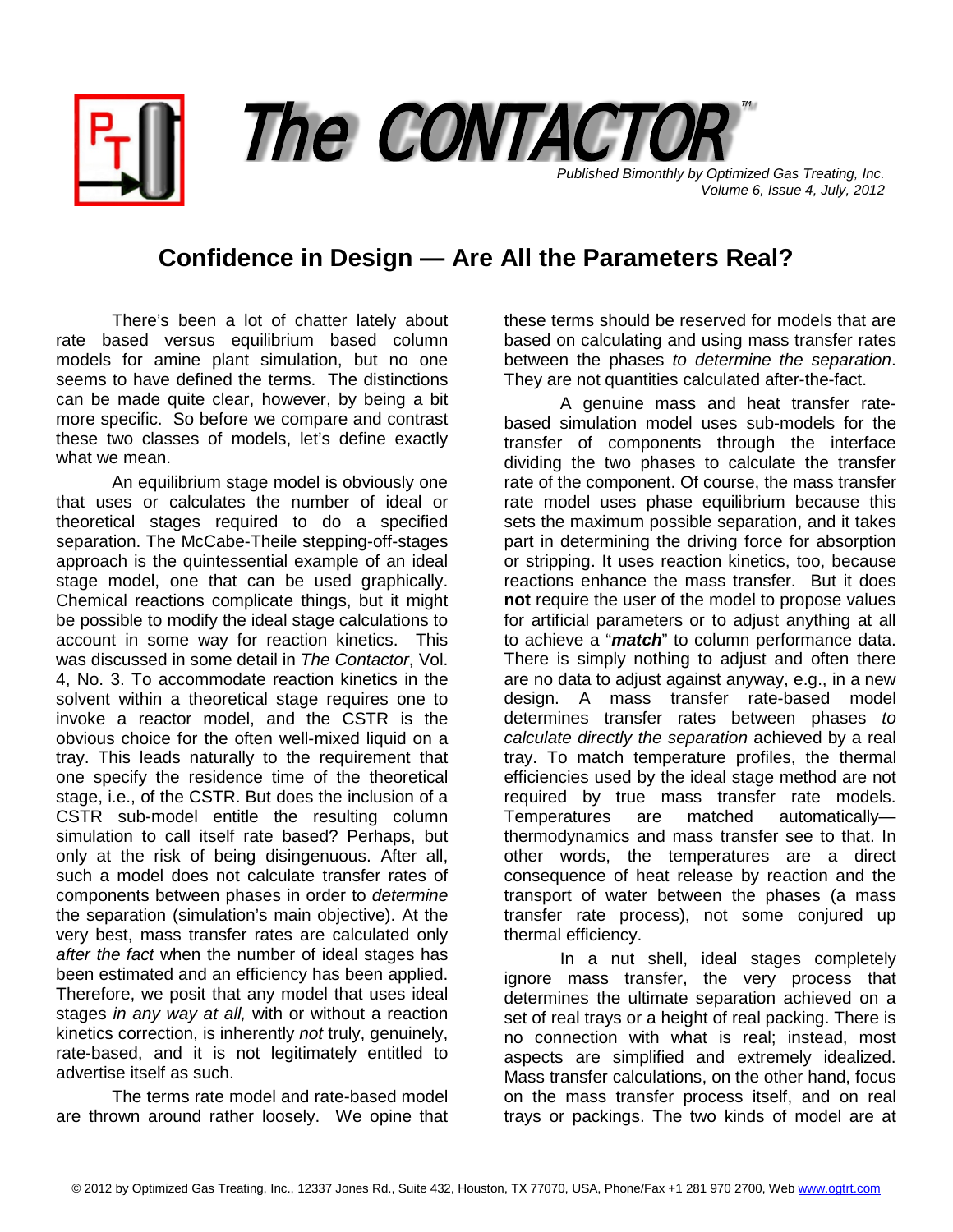# The CONTACTOR™

*Published Bimonthly by Optimized Gas Treating, Inc.*
*Volume 6, Issue 4, July, 2012*

## Confidence in Design — Are All the Parameters Real?

There's been a lot of chatter lately about rate based versus equilibrium based column models for amine plant simulation, but no one seems to have defined the terms. The distinctions can be made quite clear, however, by being a bit more specific. So before we compare and contrast these two classes of models, let's define exactly what we mean.

An equilibrium stage model is obviously one that uses or calculates the number of ideal or theoretical stages required to do a specified separation. The McCabe-Theile stepping-off-stages approach is the quintessential example of an ideal stage model, one that can be used graphically. Chemical reactions complicate things, but it might be possible to modify the ideal stage calculations to account in some way for reaction kinetics. This was discussed in some detail in *The Contactor*, Vol. 4, No. 3. To accommodate reaction kinetics in the solvent within a theoretical stage requires one to invoke a reactor model, and the CSTR is the obvious choice for the often well-mixed liquid on a tray. This leads naturally to the requirement that one specify the residence time of the theoretical stage, i.e., of the CSTR. But does the inclusion of a CSTR sub-model entitle the resulting column simulation to call itself rate based? Perhaps, but only at the risk of being disingenuous. After all, such a model does not calculate transfer rates of components between phases in order to *determine* the separation (simulation's main objective). At the very best, mass transfer rates are calculated only *after the fact* when the number of ideal stages has been estimated and an efficiency has been applied. Therefore, we posit that any model that uses ideal stages *in any way at all,* with or without a reaction kinetics correction, is inherently *not* truly, genuinely, rate-based, and it is not legitimately entitled to advertise itself as such.

The terms rate model and rate-based model are thrown around rather loosely. We opine that these terms should be reserved for models that are based on calculating and using mass transfer rates between the phases *to determine the separation*. They are not quantities calculated after-the-fact.

A genuine mass and heat transfer rate-based simulation model uses sub-models for the transfer of components through the interface dividing the two phases to calculate the transfer rate of the component. Of course, the mass transfer rate model uses phase equilibrium because this sets the maximum possible separation, and it takes part in determining the driving force for absorption or stripping. It uses reaction kinetics, too, because reactions enhance the mass transfer. But it does **not** require the user of the model to propose values for artificial parameters or to adjust anything at all to achieve a "***match***" to column performance data. There is simply nothing to adjust and often there are no data to adjust against anyway, e.g., in a new design. A mass transfer rate-based model determines transfer rates between phases *to calculate directly the separation* achieved by a real tray. To match temperature profiles, the thermal efficiencies used by the ideal stage method are not required by true mass transfer rate models. Temperatures are matched automatically—thermodynamics and mass transfer see to that. In other words, the temperatures are a direct consequence of heat release by reaction and the transport of water between the phases (a mass transfer rate process), not some conjured up thermal efficiency.

In a nut shell, ideal stages completely ignore mass transfer, the very process that determines the ultimate separation achieved on a set of real trays or a height of real packing. There is no connection with what is real; instead, most aspects are simplified and extremely idealized. Mass transfer calculations, on the other hand, focus on the mass transfer process itself, and on real trays or packings. The two kinds of model are at

© 2012 by Optimized Gas Treating, Inc., 12337 Jones Rd., Suite 432, Houston, TX 77070, USA, Phone/Fax +1 281 970 2700, Web www.ogtrt.com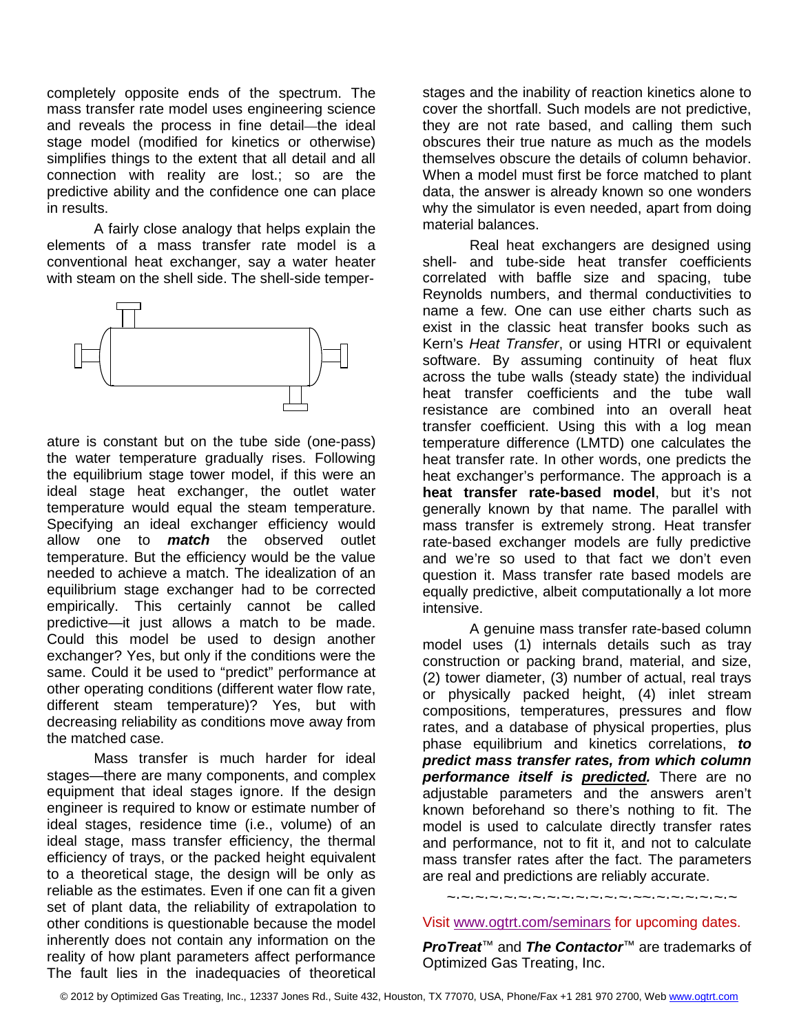completely opposite ends of the spectrum. The mass transfer rate model uses engineering science and reveals the process in fine detail—the ideal stage model (modified for kinetics or otherwise) simplifies things to the extent that all detail and all connection with reality are lost.; so are the predictive ability and the confidence one can place in results.

A fairly close analogy that helps explain the elements of a mass transfer rate model is a conventional heat exchanger, say a water heater with steam on the shell side. The shell-side temperature is constant but on the tube side (one-pass) the water temperature gradually rises. Following the equilibrium stage tower model, if this were an ideal stage heat exchanger, the outlet water temperature would equal the steam temperature. Specifying an ideal exchanger efficiency would allow one to ***match*** the observed outlet temperature. But the efficiency would be the value needed to achieve a match. The idealization of an equilibrium stage exchanger had to be corrected empirically. This certainly cannot be called predictive—it just allows a match to be made. Could this model be used to design another exchanger? Yes, but only if the conditions were the same. Could it be used to "predict" performance at other operating conditions (different water flow rate, different steam temperature)? Yes, but with decreasing reliability as conditions move away from the matched case.

Mass transfer is much harder for ideal stages—there are many components, and complex equipment that ideal stages ignore. If the design engineer is required to know or estimate number of ideal stages, residence time (i.e., volume) of an ideal stage, mass transfer efficiency, the thermal efficiency of trays, or the packed height equivalent to a theoretical stage, the design will be only as reliable as the estimates. Even if one can fit a given set of plant data, the reliability of extrapolation to other conditions is questionable because the model inherently does not contain any information on the reality of how plant parameters affect performance The fault lies in the inadequacies of theoretical stages and the inability of reaction kinetics alone to cover the shortfall. Such models are not predictive, they are not rate based, and calling them such obscures their true nature as much as the models themselves obscure the details of column behavior. When a model must first be force matched to plant data, the answer is already known so one wonders why the simulator is even needed, apart from doing material balances.

Real heat exchangers are designed using shell- and tube-side heat transfer coefficients correlated with baffle size and spacing, tube Reynolds numbers, and thermal conductivities to name a few. One can use either charts such as exist in the classic heat transfer books such as Kern's *Heat Transfer*, or using HTRI or equivalent software. By assuming continuity of heat flux across the tube walls (steady state) the individual heat transfer coefficients and the tube wall resistance are combined into an overall heat transfer coefficient. Using this with a log mean temperature difference (LMTD) one calculates the heat transfer rate. In other words, one predicts the heat exchanger's performance. The approach is a **heat transfer rate-based model**, but it's not generally known by that name. The parallel with mass transfer is extremely strong. Heat transfer rate-based exchanger models are fully predictive and we're so used to that fact we don't even question it. Mass transfer rate based models are equally predictive, albeit computationally a lot more intensive.

A genuine mass transfer rate-based column model uses (1) internals details such as tray construction or packing brand, material, and size, (2) tower diameter, (3) number of actual, real trays or physically packed height, (4) inlet stream compositions, temperatures, pressures and flow rates, and a database of physical properties, plus phase equilibrium and kinetics correlations, ***to predict mass transfer rates, from which column performance itself is predicted.*** There are no adjustable parameters and the answers aren't known beforehand so there's nothing to fit. The model is used to calculate directly transfer rates and performance, not to fit it, and not to calculate mass transfer rates after the fact. The parameters are real and predictions are reliably accurate.

~.~.~.~.~.~.~.~.~.~.~.~.~.~~.~.~.~.~.~.~

Visit www.ogtrt.com/seminars for upcoming dates.

***ProTreat***™ and ***The Contactor***™ are trademarks of Optimized Gas Treating, Inc.

© 2012 by Optimized Gas Treating, Inc., 12337 Jones Rd., Suite 432, Houston, TX 77070, USA, Phone/Fax +1 281 970 2700, Web www.ogtrt.com